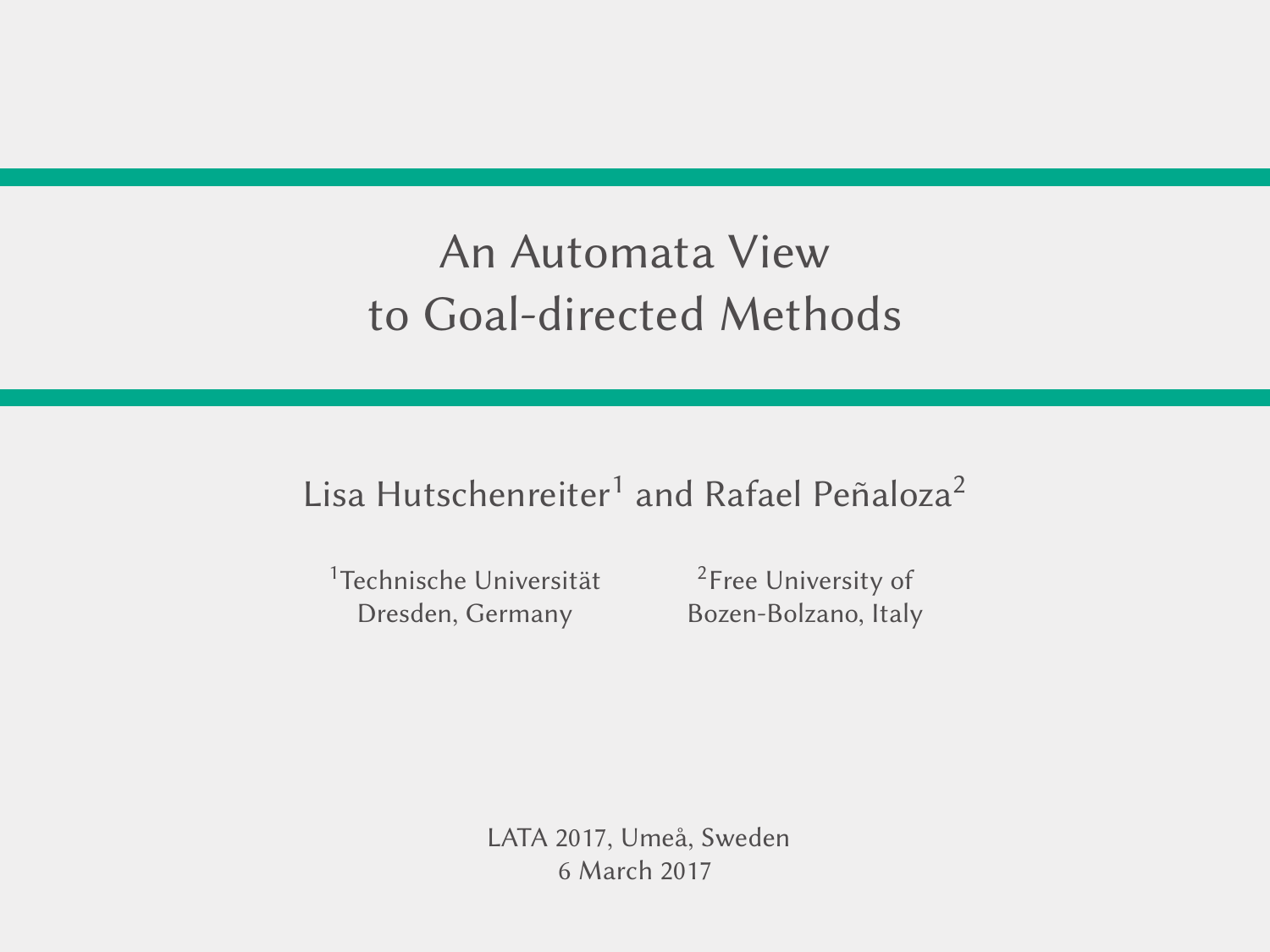# An Automata View to Goal-directed Methods

Lisa Hutschenreiter[1] and Rafael Peñaloza[2]

[1]Technische Universität Dresden, Germany

[2]Free University of Bozen-Bolzano, Italy

LATA 2017, Umeå, Sweden
6 March 2017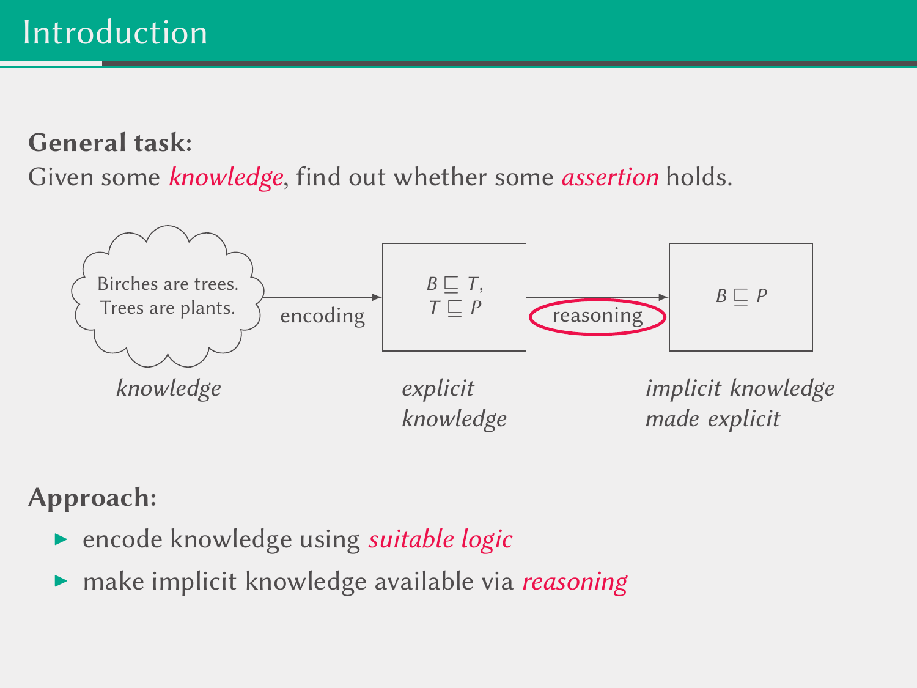# Introduction

**General task:**
Given some *knowledge*, find out whether some *assertion* holds.

Birches are trees. Trees are plants. —encoding→ $B \sqsubseteq T$, $T \sqsubseteq P$ —reasoning→ $B \sqsubseteq P$

*knowledge* | *explicit knowledge* | *implicit knowledge made explicit*

**Approach:**

- encode knowledge using *suitable logic*
- make implicit knowledge available via *reasoning*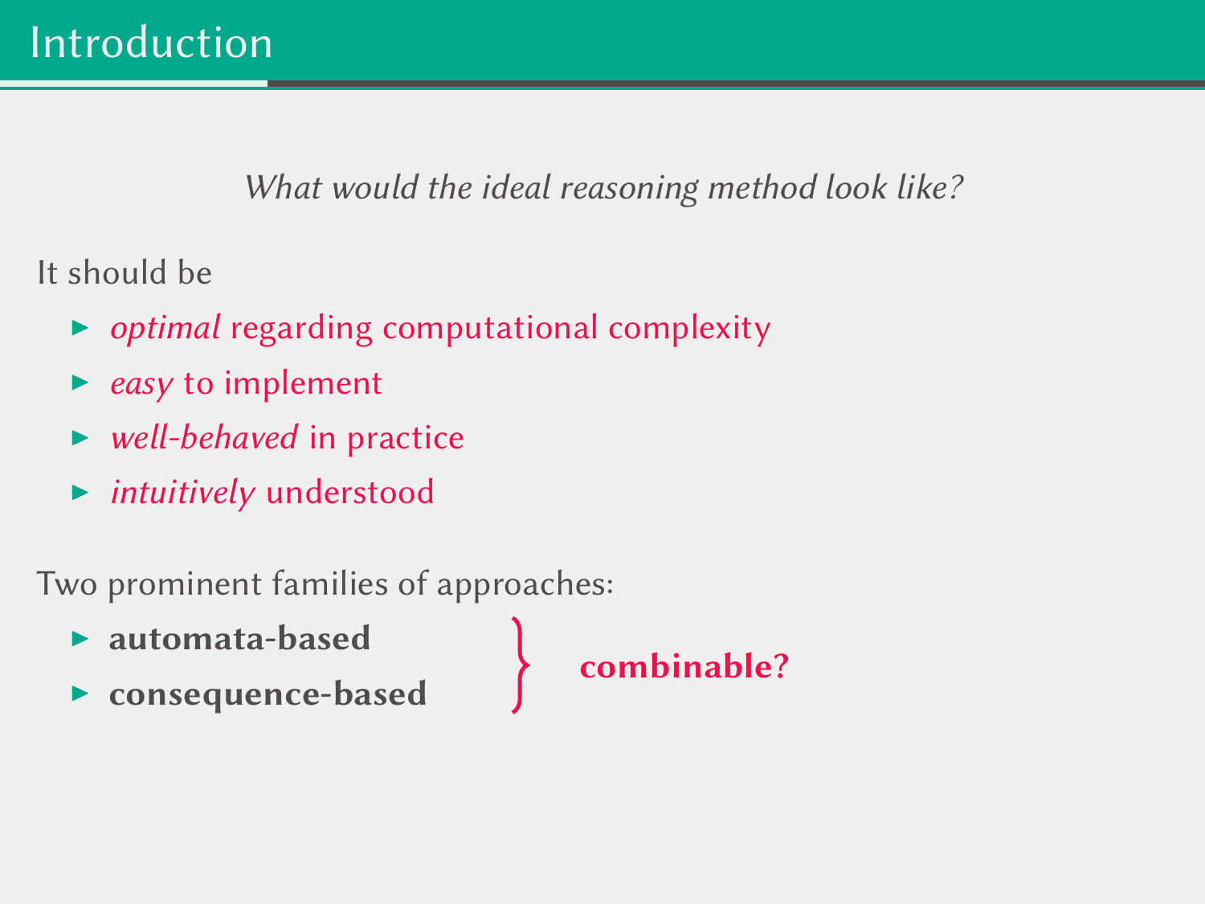# Introduction

*What would the ideal reasoning method look like?*

It should be

- *optimal* regarding computational complexity
- *easy* to implement
- *well-behaved* in practice
- *intuitively* understood

Two prominent families of approaches:

- **automata-based**
- **consequence-based**

} **combinable?**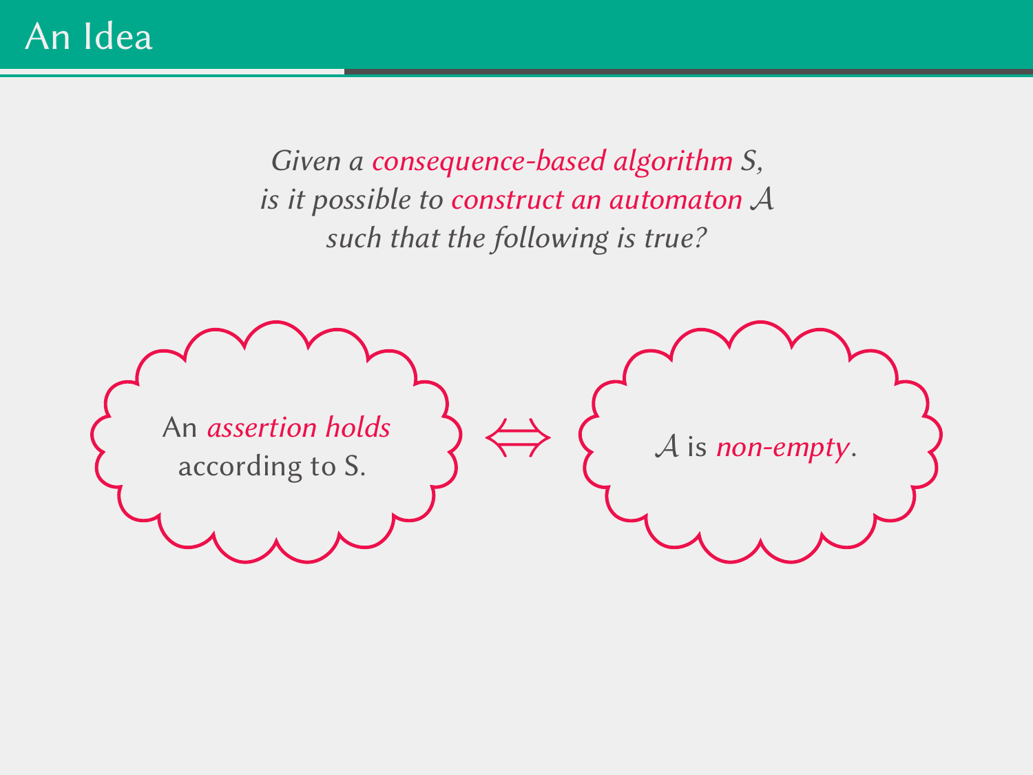# An Idea

*Given a consequence-based algorithm S, is it possible to construct an automaton $\mathcal{A}$ such that the following is true?*

An *assertion holds* according to S. $\Leftrightarrow$ $\mathcal{A}$ is *non-empty*.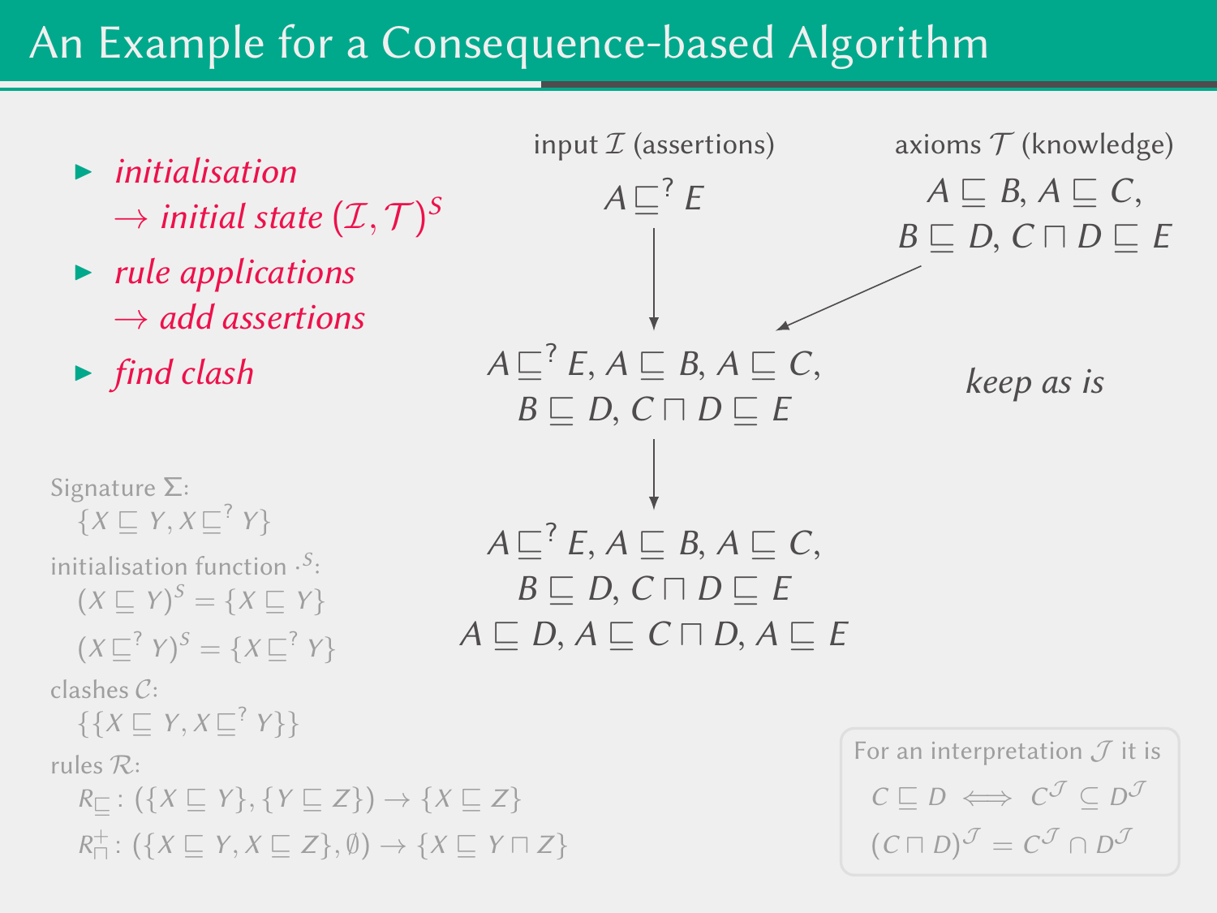# An Example for a Consequence-based Algorithm

- *initialisation*
  *→ initial state* $(\mathcal{I}, \mathcal{T})^S$
- *rule applications*
  *→ add assertions*
- *find clash*

input $\mathcal{I}$ (assertions)

$A \sqsubseteq^? E$

axioms $\mathcal{T}$ (knowledge)

$A \sqsubseteq B$, $A \sqsubseteq C$,
$B \sqsubseteq D$, $C \sqcap D \sqsubseteq E$

↓

$A \sqsubseteq^? E$, $A \sqsubseteq B$, $A \sqsubseteq C$,
$B \sqsubseteq D$, $C \sqcap D \sqsubseteq E$

*keep as is*

↓

$A \sqsubseteq^? E$, $A \sqsubseteq B$, $A \sqsubseteq C$,
$B \sqsubseteq D$, $C \sqcap D \sqsubseteq E$
$A \sqsubseteq D$, $A \sqsubseteq C \sqcap D$, $A \sqsubseteq E$

Signature $\Sigma$:
$\{X \sqsubseteq Y, X \sqsubseteq^? Y\}$

initialisation function $\cdot^S$:
$(X \sqsubseteq Y)^S = \{X \sqsubseteq Y\}$
$(X \sqsubseteq^? Y)^S = \{X \sqsubseteq^? Y\}$

clashes $\mathcal{C}$:
$\{\{X \sqsubseteq Y, X \sqsubseteq^? Y\}\}$

rules $\mathcal{R}$:
$R_{\sqsubseteq}$: $(\{X \sqsubseteq Y\}, \{Y \sqsubseteq Z\}) \to \{X \sqsubseteq Z\}$
$R_{\sqcap}^{+}$: $(\{X \sqsubseteq Y, X \sqsubseteq Z\}, \emptyset) \to \{X \sqsubseteq Y \sqcap Z\}$

For an interpretation $\mathcal{J}$ it is
$C \sqsubseteq D \iff C^{\mathcal{J}} \subseteq D^{\mathcal{J}}$
$(C \sqcap D)^{\mathcal{J}} = C^{\mathcal{J}} \cap D^{\mathcal{J}}$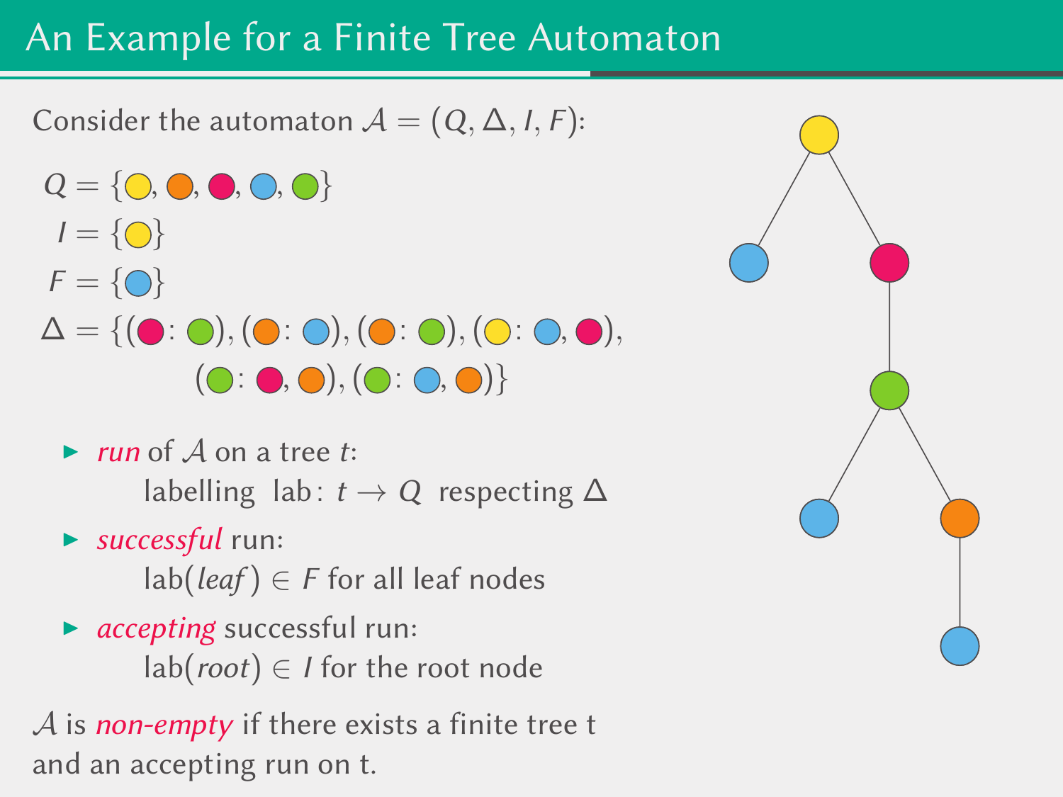# An Example for a Finite Tree Automaton

Consider the automaton $\mathcal{A} = (Q, \Delta, I, F)$:

$Q =$ {🟡, 🟠, 🔴, 🔵, 🟢}

$I =$ {🟡}

$F =$ {🔵}

$\Delta =$ {(🔴: 🟢), (🟠: 🔵), (🟠: 🟢), (🟡: 🔵, 🔴),
(🟢: 🔴, 🟠), (🟢: 🔵, 🟠)}

- *run* of $\mathcal{A}$ on a tree $t$:
  labelling $\text{lab}\colon t \to Q$ respecting $\Delta$
- *successful* run:
  $\text{lab}(\textit{leaf}) \in F$ for all leaf nodes
- *accepting* successful run:
  $\text{lab}(\textit{root}) \in I$ for the root node

$\mathcal{A}$ is *non-empty* if there exists a finite tree t and an accepting run on t.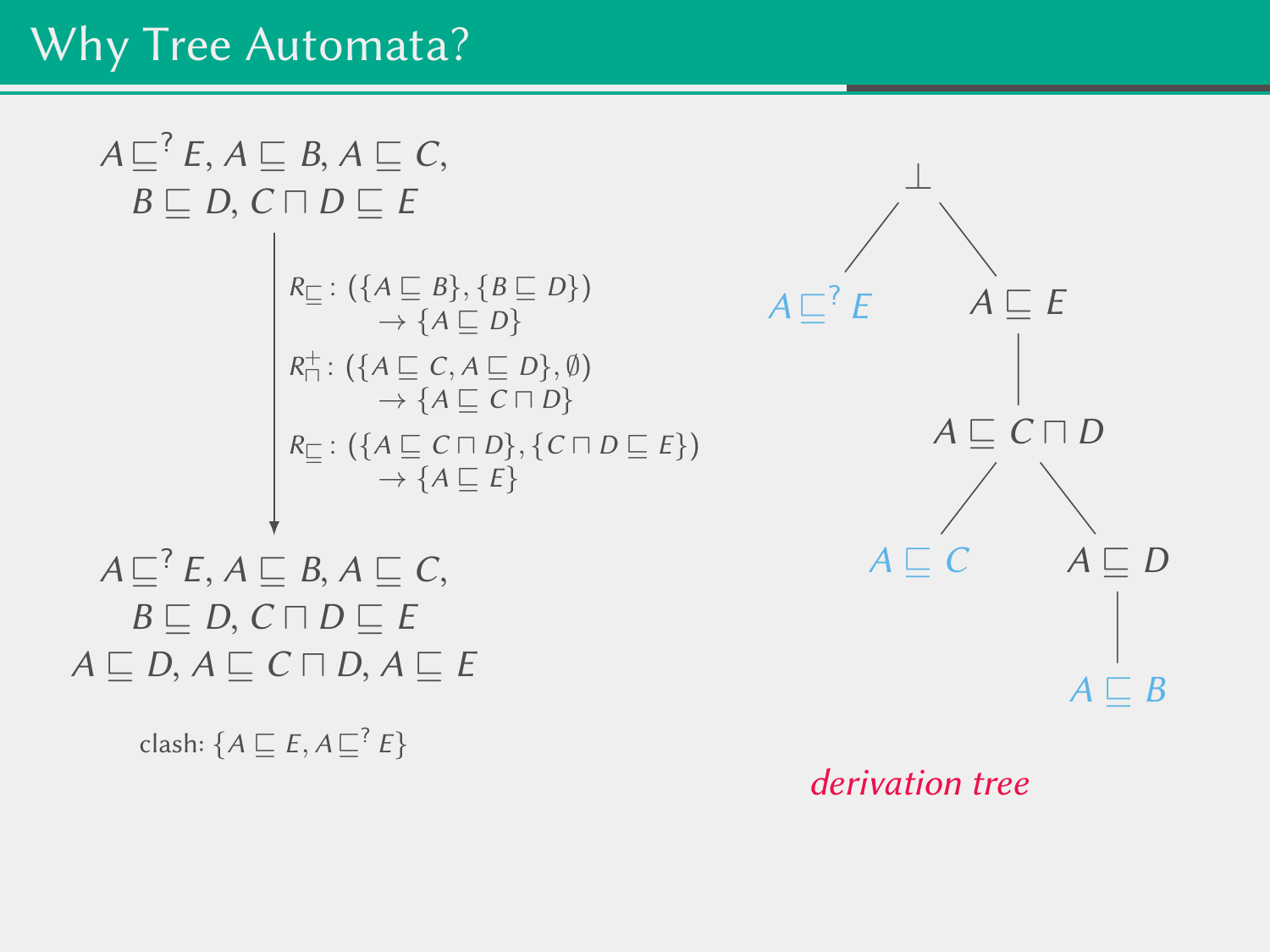# Why Tree Automata?

$$A \sqsubseteq^? E, A \sqsubseteq B, A \sqsubseteq C,$$
$$B \sqsubseteq D, C \sqcap D \sqsubseteq E$$

$R_{\sqsubseteq}$: $(\{A \sqsubseteq B\}, \{B \sqsubseteq D\}) \rightarrow \{A \sqsubseteq D\}$

$R_{\sqcap}^{+}$: $(\{A \sqsubseteq C, A \sqsubseteq D\}, \emptyset) \rightarrow \{A \sqsubseteq C \sqcap D\}$

$R_{\sqsubseteq}$: $(\{A \sqsubseteq C \sqcap D\}, \{C \sqcap D \sqsubseteq E\}) \rightarrow \{A \sqsubseteq E\}$

$$A \sqsubseteq^? E, A \sqsubseteq B, A \sqsubseteq C,$$
$$B \sqsubseteq D, C \sqcap D \sqsubseteq E$$
$$A \sqsubseteq D, A \sqsubseteq C \sqcap D, A \sqsubseteq E$$

clash: $\{A \sqsubseteq E, A \sqsubseteq^? E\}$

- $\bot$
  - $A \sqsubseteq^? E$
  - $A \sqsubseteq E$
    - $A \sqsubseteq C \sqcap D$
      - $A \sqsubseteq C$
      - $A \sqsubseteq D$
        - $A \sqsubseteq B$

*derivation tree*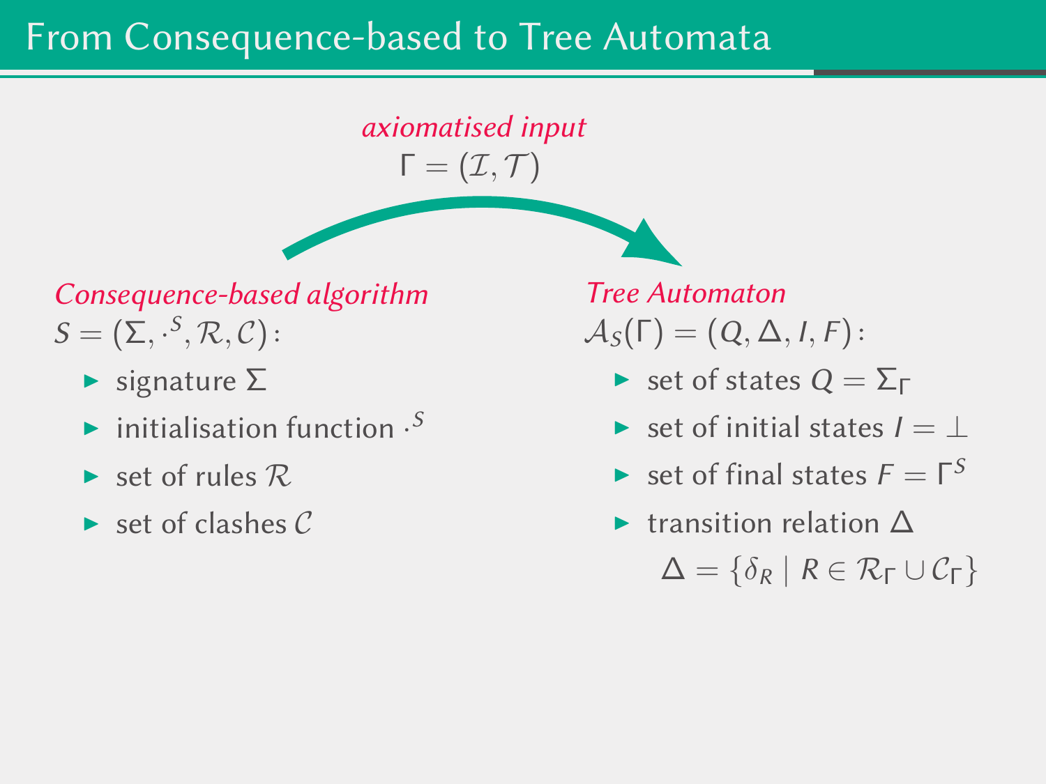# From Consequence-based to Tree Automata

*axiomatised input*

$\Gamma = (\mathcal{I}, \mathcal{T})$

*Consequence-based algorithm*

$S = (\Sigma, \cdot^S, \mathcal{R}, \mathcal{C})$:

- signature $\Sigma$
- initialisation function $\cdot^S$
- set of rules $\mathcal{R}$
- set of clashes $\mathcal{C}$

*Tree Automaton*

$\mathcal{A}_S(\Gamma) = (Q, \Delta, I, F)$:

- set of states $Q = \Sigma_\Gamma$
- set of initial states $I = \bot$
- set of final states $F = \Gamma^S$
- transition relation $\Delta$

  $\Delta = \{\delta_R \mid R \in \mathcal{R}_\Gamma \cup \mathcal{C}_\Gamma\}$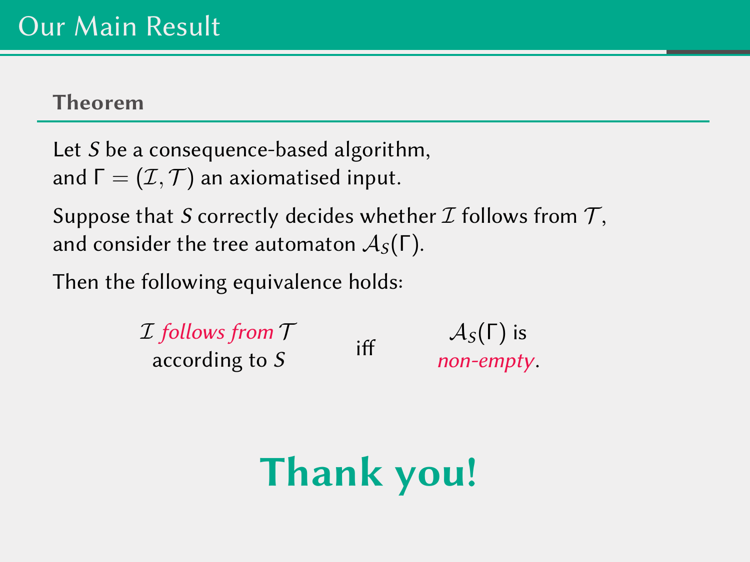# Our Main Result

**Theorem**

Let $S$ be a consequence-based algorithm, and $\Gamma = (\mathcal{I}, \mathcal{T})$ an axiomatised input.

Suppose that $S$ correctly decides whether $\mathcal{I}$ follows from $\mathcal{T}$, and consider the tree automaton $\mathcal{A}_S(\Gamma)$.

Then the following equivalence holds:

$\mathcal{I}$ *follows from* $\mathcal{T}$ according to $S$ iff $\mathcal{A}_S(\Gamma)$ is *non-empty*.

**Thank you!**